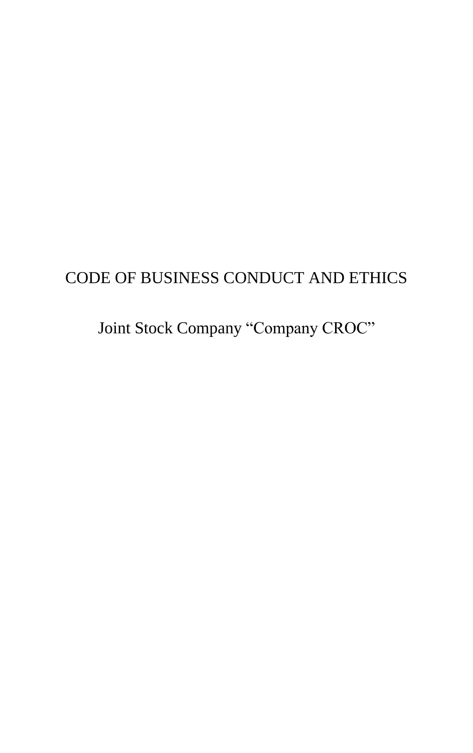# CODE OF BUSINESS CONDUCT AND ETHICS

Joint Stock Company “Company CROC”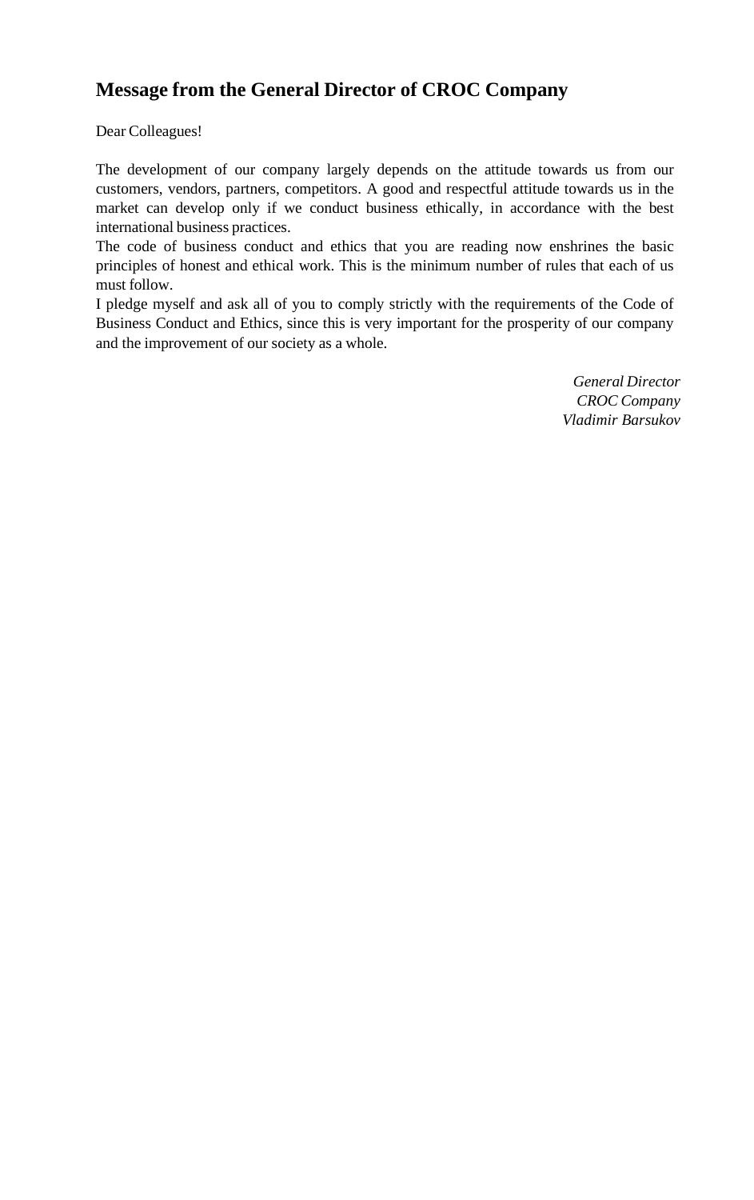## Message from the General Director of CROC Company

Dear Colleagues!

The development of our company largely depends on the attitude towards us from our customers, vendors, partners, competitors. A good and respectful attitude towards us in the market can develop only if we conduct business ethically, in accordance with the best international business practices.
The code of business conduct and ethics that you are reading now enshrines the basic principles of honest and ethical work. This is the minimum number of rules that each of us must follow.
I pledge myself and ask all of you to comply strictly with the requirements of the Code of Business Conduct and Ethics, since this is very important for the prosperity of our company and the improvement of our society as a whole.

*General Director*
*CROC Company*
*Vladimir Barsukov*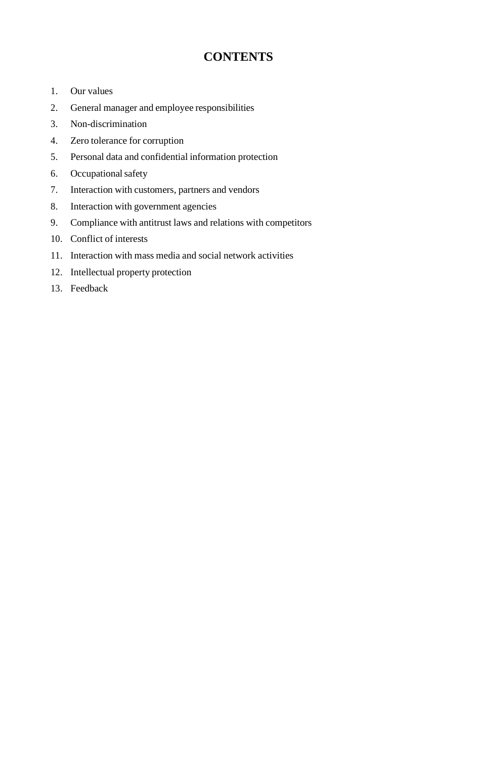# CONTENTS

1. Our values
2. General manager and employee responsibilities
3. Non-discrimination
4. Zero tolerance for corruption
5. Personal data and confidential information protection
6. Occupational safety
7. Interaction with customers, partners and vendors
8. Interaction with government agencies
9. Compliance with antitrust laws and relations with competitors
10. Conflict of interests
11. Interaction with mass media and social network activities
12. Intellectual property protection
13. Feedback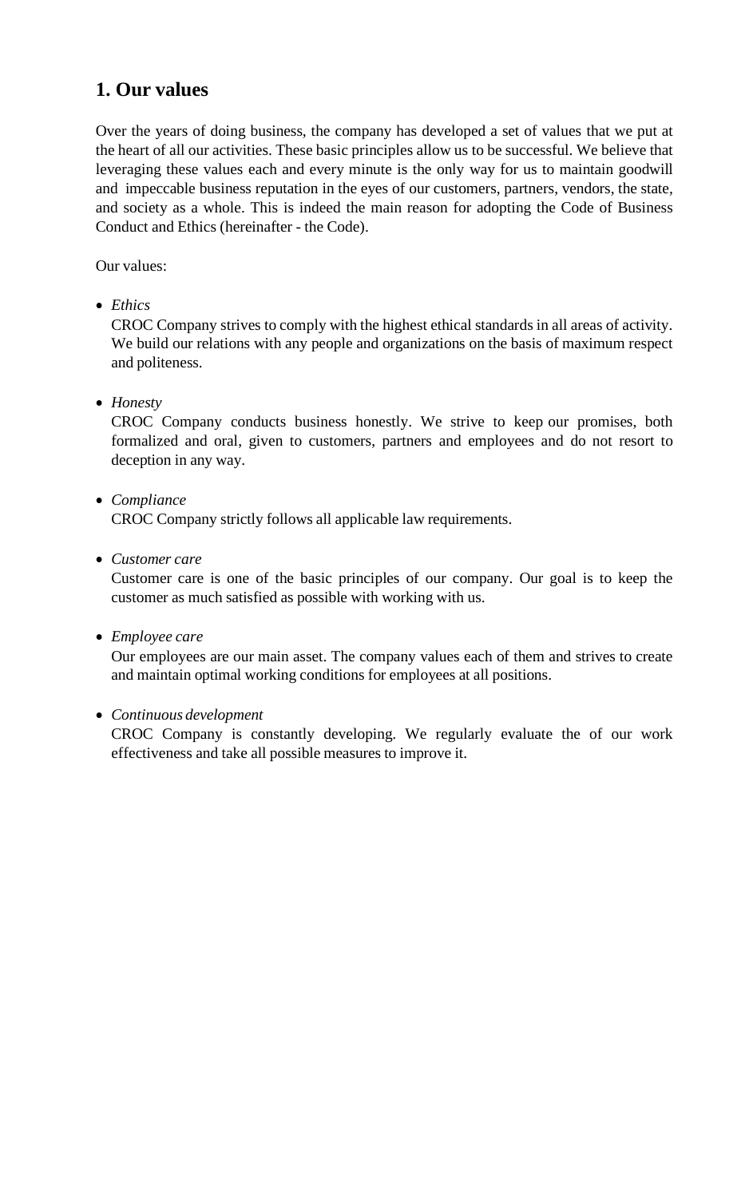## 1. Our values

Over the years of doing business, the company has developed a set of values that we put at the heart of all our activities. These basic principles allow us to be successful. We believe that leveraging these values each and every minute is the only way for us to maintain goodwill and impeccable business reputation in the eyes of our customers, partners, vendors, the state, and society as a whole. This is indeed the main reason for adopting the Code of Business Conduct and Ethics (hereinafter - the Code).

Our values:

- *Ethics*
  CROC Company strives to comply with the highest ethical standards in all areas of activity. We build our relations with any people and organizations on the basis of maximum respect and politeness.

- *Honesty*
  CROC Company conducts business honestly. We strive to keep our promises, both formalized and oral, given to customers, partners and employees and do not resort to deception in any way.

- *Compliance*
  CROC Company strictly follows all applicable law requirements.

- *Customer care*
  Customer care is one of the basic principles of our company. Our goal is to keep the customer as much satisfied as possible with working with us.

- *Employee care*
  Our employees are our main asset. The company values each of them and strives to create and maintain optimal working conditions for employees at all positions.

- *Continuous development*
  CROC Company is constantly developing. We regularly evaluate the of our work effectiveness and take all possible measures to improve it.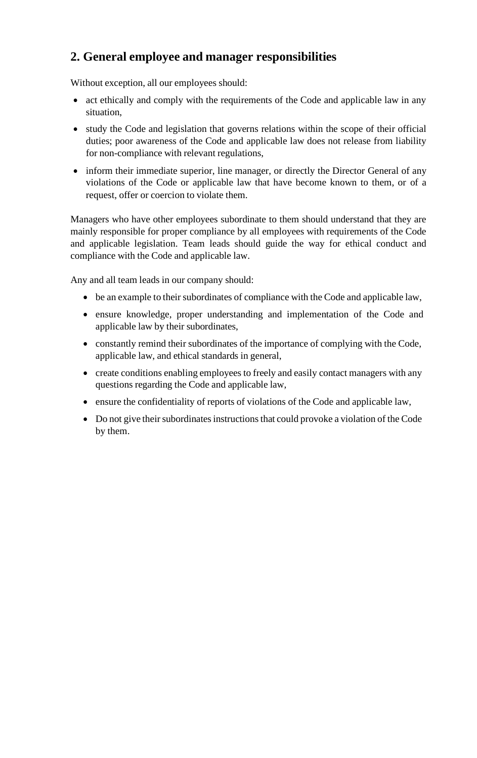## 2. General employee and manager responsibilities

Without exception, all our employees should:

- act ethically and comply with the requirements of the Code and applicable law in any situation,
- study the Code and legislation that governs relations within the scope of their official duties; poor awareness of the Code and applicable law does not release from liability for non-compliance with relevant regulations,
- inform their immediate superior, line manager, or directly the Director General of any violations of the Code or applicable law that have become known to them, or of a request, offer or coercion to violate them.

Managers who have other employees subordinate to them should understand that they are mainly responsible for proper compliance by all employees with requirements of the Code and applicable legislation. Team leads should guide the way for ethical conduct and compliance with the Code and applicable law.

Any and all team leads in our company should:

- be an example to their subordinates of compliance with the Code and applicable law,
- ensure knowledge, proper understanding and implementation of the Code and applicable law by their subordinates,
- constantly remind their subordinates of the importance of complying with the Code, applicable law, and ethical standards in general,
- create conditions enabling employees to freely and easily contact managers with any questions regarding the Code and applicable law,
- ensure the confidentiality of reports of violations of the Code and applicable law,
- Do not give their subordinates instructions that could provoke a violation of the Code by them.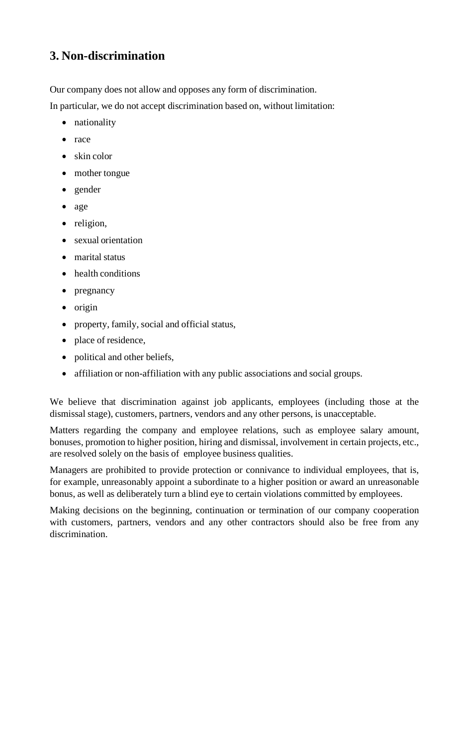## 3. Non-discrimination

Our company does not allow and opposes any form of discrimination.

In particular, we do not accept discrimination based on, without limitation:

- nationality
- race
- skin color
- mother tongue
- gender
- age
- religion,
- sexual orientation
- marital status
- health conditions
- pregnancy
- origin
- property, family, social and official status,
- place of residence,
- political and other beliefs,
- affiliation or non-affiliation with any public associations and social groups.

We believe that discrimination against job applicants, employees (including those at the dismissal stage), customers, partners, vendors and any other persons, is unacceptable.

Matters regarding the company and employee relations, such as employee salary amount, bonuses, promotion to higher position, hiring and dismissal, involvement in certain projects, etc., are resolved solely on the basis of employee business qualities.

Managers are prohibited to provide protection or connivance to individual employees, that is, for example, unreasonably appoint a subordinate to a higher position or award an unreasonable bonus, as well as deliberately turn a blind eye to certain violations committed by employees.

Making decisions on the beginning, continuation or termination of our company cooperation with customers, partners, vendors and any other contractors should also be free from any discrimination.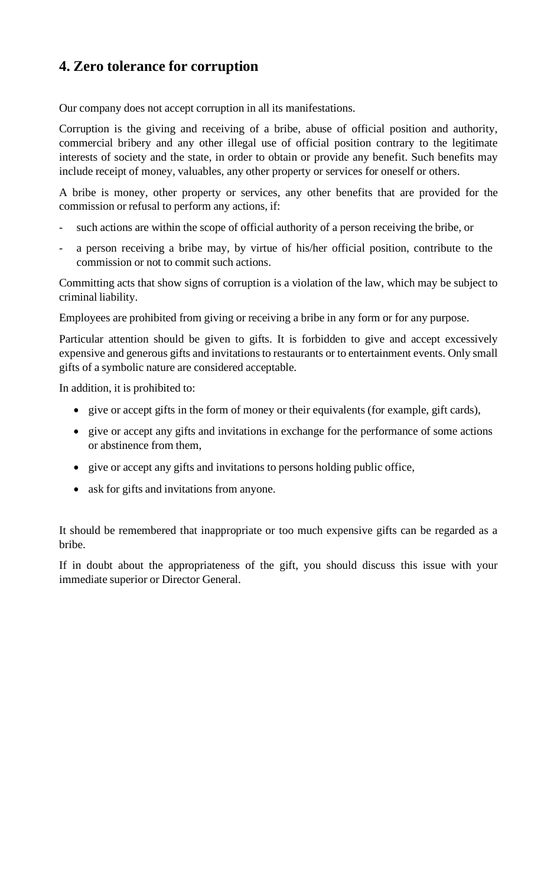## 4. Zero tolerance for corruption

Our company does not accept corruption in all its manifestations.

Corruption is the giving and receiving of a bribe, abuse of official position and authority, commercial bribery and any other illegal use of official position contrary to the legitimate interests of society and the state, in order to obtain or provide any benefit. Such benefits may include receipt of money, valuables, any other property or services for oneself or others.

A bribe is money, other property or services, any other benefits that are provided for the commission or refusal to perform any actions, if:

- such actions are within the scope of official authority of a person receiving the bribe, or
- a person receiving a bribe may, by virtue of his/her official position, contribute to the commission or not to commit such actions.

Committing acts that show signs of corruption is a violation of the law, which may be subject to criminal liability.

Employees are prohibited from giving or receiving a bribe in any form or for any purpose.

Particular attention should be given to gifts. It is forbidden to give and accept excessively expensive and generous gifts and invitations to restaurants or to entertainment events. Only small gifts of a symbolic nature are considered acceptable.

In addition, it is prohibited to:

- give or accept gifts in the form of money or their equivalents (for example, gift cards),
- give or accept any gifts and invitations in exchange for the performance of some actions or abstinence from them,
- give or accept any gifts and invitations to persons holding public office,
- ask for gifts and invitations from anyone.

It should be remembered that inappropriate or too much expensive gifts can be regarded as a bribe.

If in doubt about the appropriateness of the gift, you should discuss this issue with your immediate superior or Director General.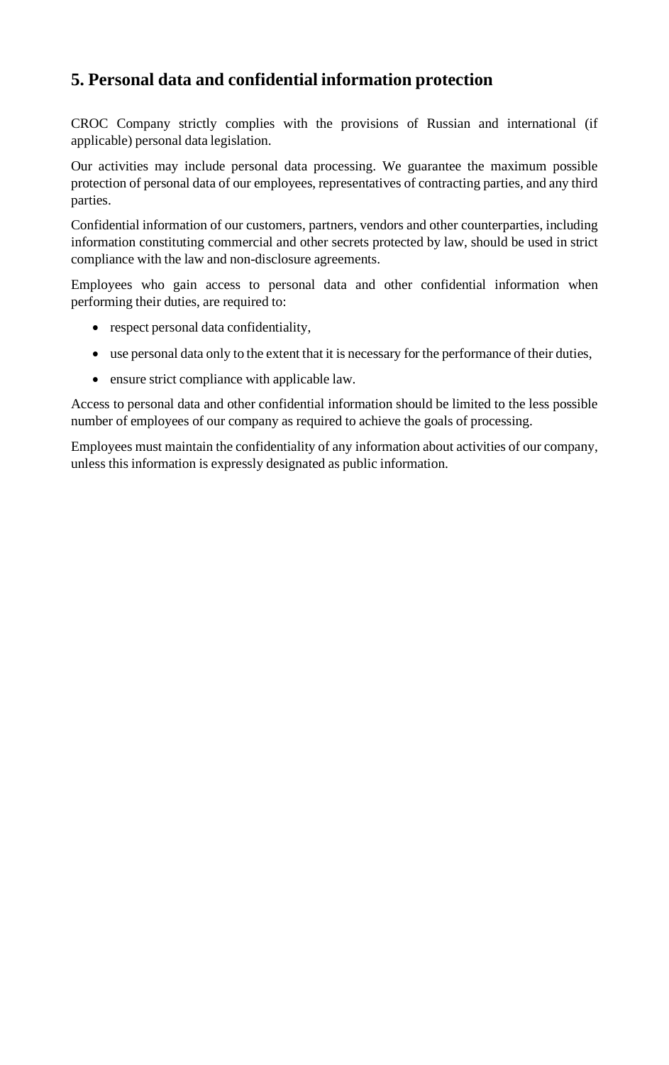## 5. Personal data and confidential information protection

CROC Company strictly complies with the provisions of Russian and international (if applicable) personal data legislation.

Our activities may include personal data processing. We guarantee the maximum possible protection of personal data of our employees, representatives of contracting parties, and any third parties.

Confidential information of our customers, partners, vendors and other counterparties, including information constituting commercial and other secrets protected by law, should be used in strict compliance with the law and non-disclosure agreements.

Employees who gain access to personal data and other confidential information when performing their duties, are required to:

- respect personal data confidentiality,
- use personal data only to the extent that it is necessary for the performance of their duties,
- ensure strict compliance with applicable law.

Access to personal data and other confidential information should be limited to the less possible number of employees of our company as required to achieve the goals of processing.

Employees must maintain the confidentiality of any information about activities of our company, unless this information is expressly designated as public information.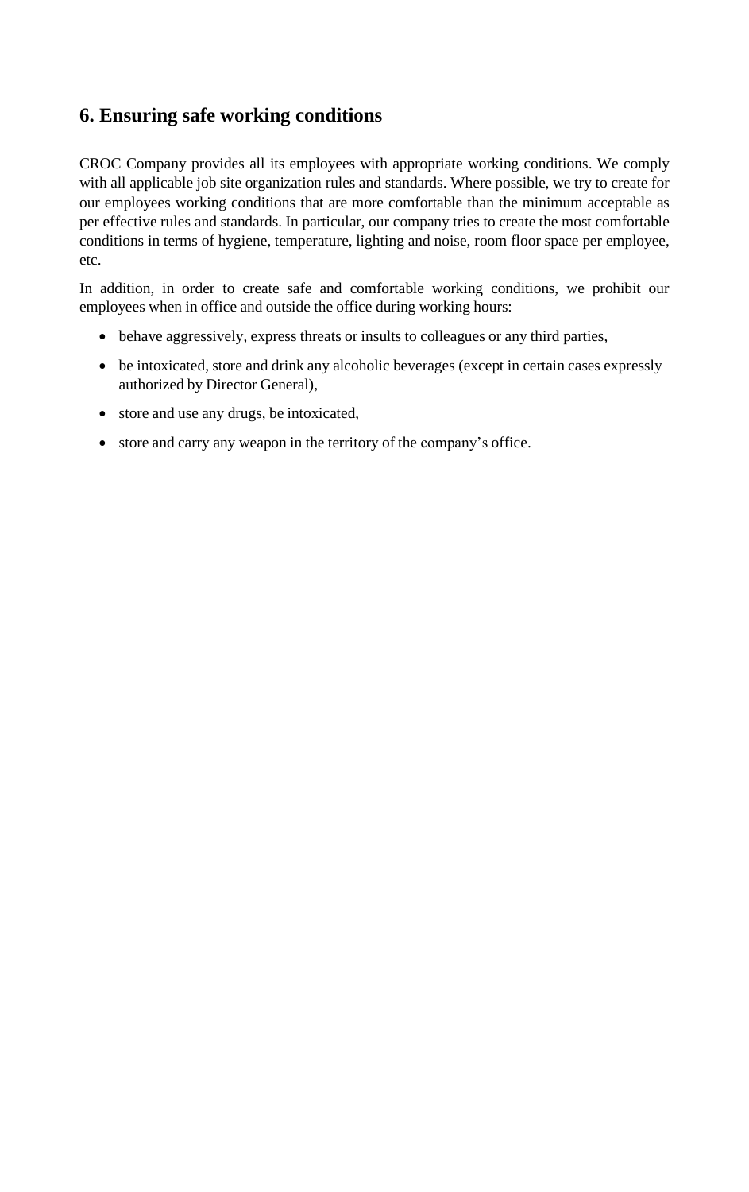## 6. Ensuring safe working conditions

CROC Company provides all its employees with appropriate working conditions. We comply with all applicable job site organization rules and standards. Where possible, we try to create for our employees working conditions that are more comfortable than the minimum acceptable as per effective rules and standards. In particular, our company tries to create the most comfortable conditions in terms of hygiene, temperature, lighting and noise, room floor space per employee, etc.

In addition, in order to create safe and comfortable working conditions, we prohibit our employees when in office and outside the office during working hours:

- behave aggressively, express threats or insults to colleagues or any third parties,
- be intoxicated, store and drink any alcoholic beverages (except in certain cases expressly authorized by Director General),
- store and use any drugs, be intoxicated,
- store and carry any weapon in the territory of the company's office.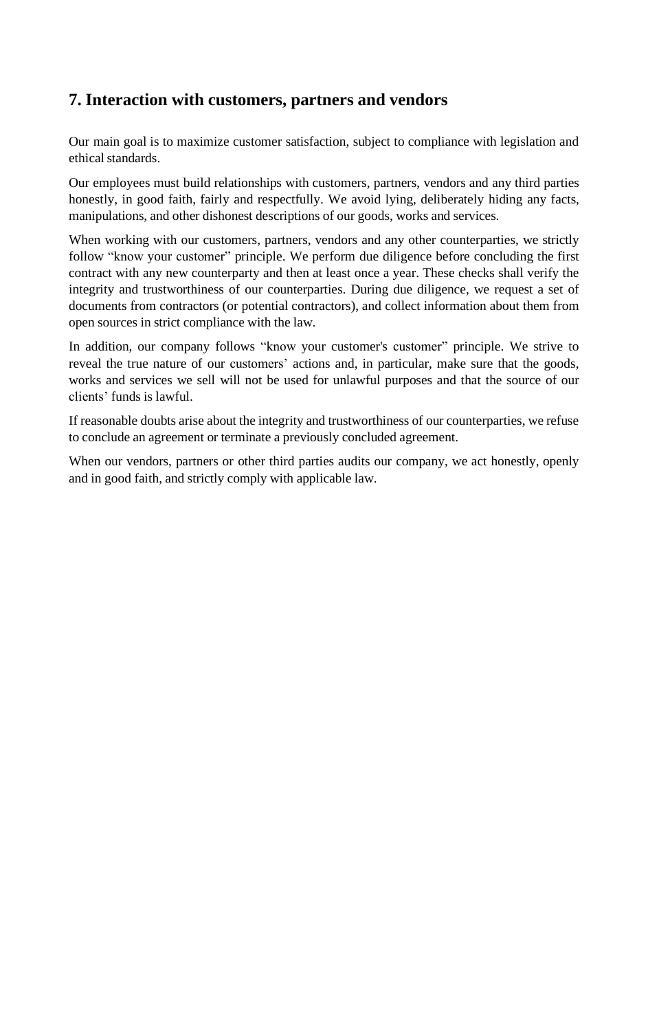## 7. Interaction with customers, partners and vendors

Our main goal is to maximize customer satisfaction, subject to compliance with legislation and ethical standards.

Our employees must build relationships with customers, partners, vendors and any third parties honestly, in good faith, fairly and respectfully. We avoid lying, deliberately hiding any facts, manipulations, and other dishonest descriptions of our goods, works and services.

When working with our customers, partners, vendors and any other counterparties, we strictly follow "know your customer" principle. We perform due diligence before concluding the first contract with any new counterparty and then at least once a year. These checks shall verify the integrity and trustworthiness of our counterparties. During due diligence, we request a set of documents from contractors (or potential contractors), and collect information about them from open sources in strict compliance with the law.

In addition, our company follows "know your customer's customer" principle. We strive to reveal the true nature of our customers' actions and, in particular, make sure that the goods, works and services we sell will not be used for unlawful purposes and that the source of our clients' funds is lawful.

If reasonable doubts arise about the integrity and trustworthiness of our counterparties, we refuse to conclude an agreement or terminate a previously concluded agreement.

When our vendors, partners or other third parties audits our company, we act honestly, openly and in good faith, and strictly comply with applicable law.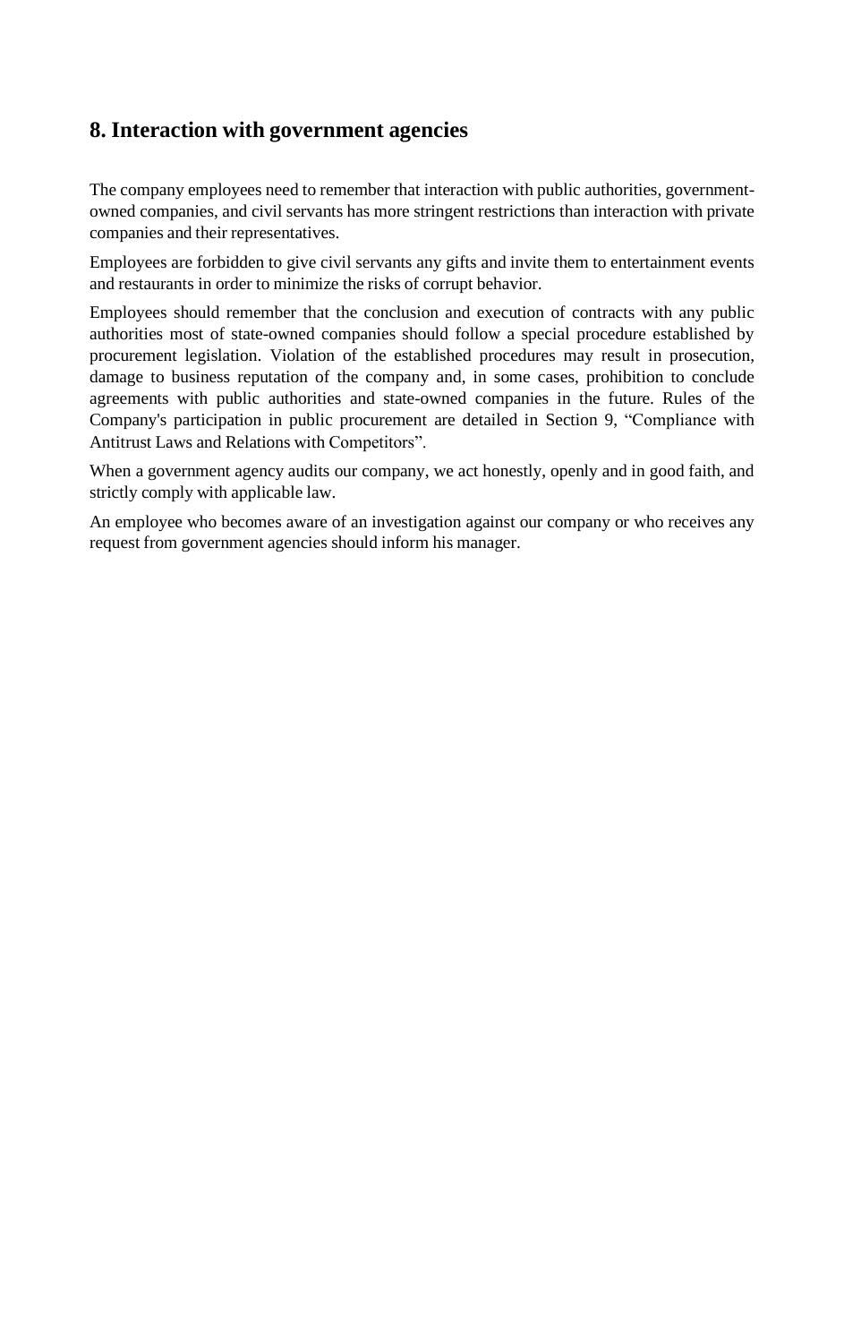## 8. Interaction with government agencies

The company employees need to remember that interaction with public authorities, government-owned companies, and civil servants has more stringent restrictions than interaction with private companies and their representatives.

Employees are forbidden to give civil servants any gifts and invite them to entertainment events and restaurants in order to minimize the risks of corrupt behavior.

Employees should remember that the conclusion and execution of contracts with any public authorities most of state-owned companies should follow a special procedure established by procurement legislation. Violation of the established procedures may result in prosecution, damage to business reputation of the company and, in some cases, prohibition to conclude agreements with public authorities and state-owned companies in the future. Rules of the Company's participation in public procurement are detailed in Section 9, "Compliance with Antitrust Laws and Relations with Competitors".

When a government agency audits our company, we act honestly, openly and in good faith, and strictly comply with applicable law.

An employee who becomes aware of an investigation against our company or who receives any request from government agencies should inform his manager.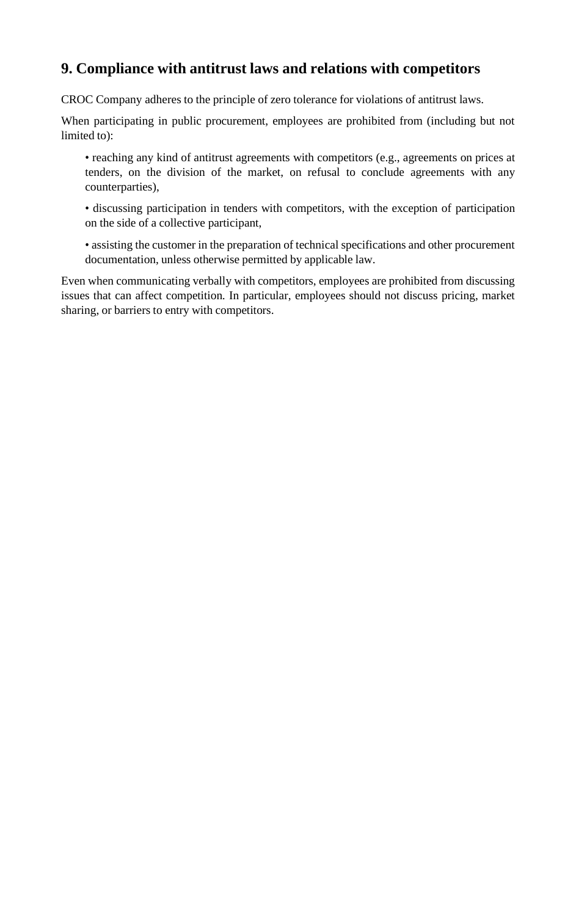## 9. Compliance with antitrust laws and relations with competitors

CROC Company adheres to the principle of zero tolerance for violations of antitrust laws.

When participating in public procurement, employees are prohibited from (including but not limited to):

- reaching any kind of antitrust agreements with competitors (e.g., agreements on prices at tenders, on the division of the market, on refusal to conclude agreements with any counterparties),
- discussing participation in tenders with competitors, with the exception of participation on the side of a collective participant,
- assisting the customer in the preparation of technical specifications and other procurement documentation, unless otherwise permitted by applicable law.

Even when communicating verbally with competitors, employees are prohibited from discussing issues that can affect competition. In particular, employees should not discuss pricing, market sharing, or barriers to entry with competitors.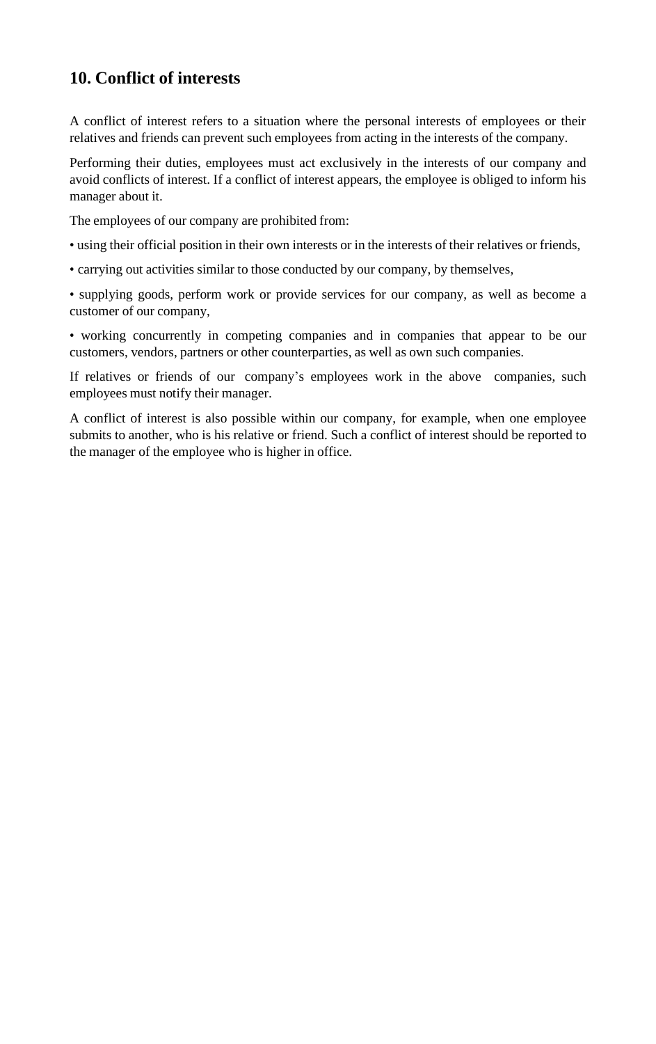## 10. Conflict of interests

A conflict of interest refers to a situation where the personal interests of employees or their relatives and friends can prevent such employees from acting in the interests of the company.

Performing their duties, employees must act exclusively in the interests of our company and avoid conflicts of interest. If a conflict of interest appears, the employee is obliged to inform his manager about it.

The employees of our company are prohibited from:

- using their official position in their own interests or in the interests of their relatives or friends,
- carrying out activities similar to those conducted by our company, by themselves,
- supplying goods, perform work or provide services for our company, as well as become a customer of our company,
- working concurrently in competing companies and in companies that appear to be our customers, vendors, partners or other counterparties, as well as own such companies.

If relatives or friends of our company's employees work in the above companies, such employees must notify their manager.

A conflict of interest is also possible within our company, for example, when one employee submits to another, who is his relative or friend. Such a conflict of interest should be reported to the manager of the employee who is higher in office.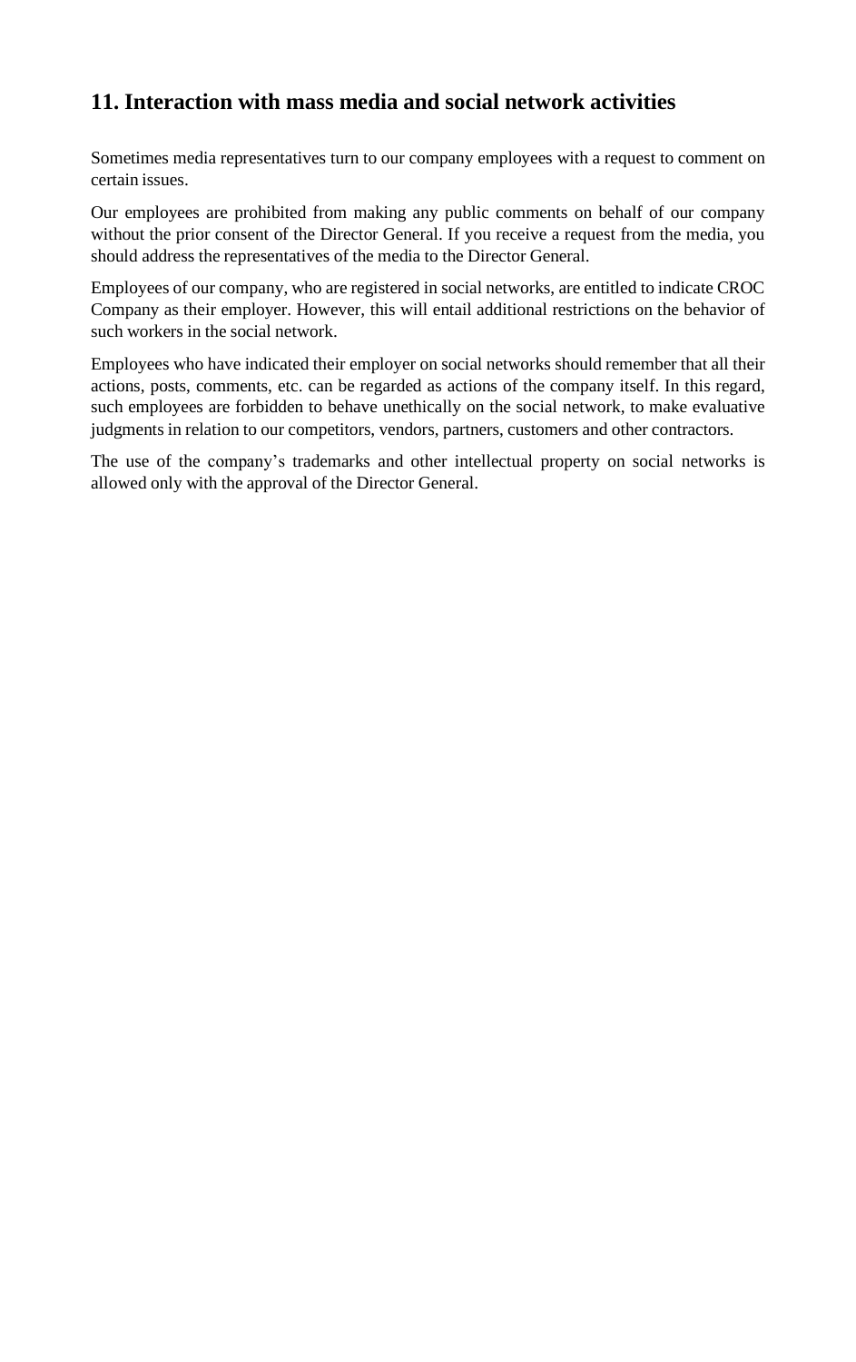## 11. Interaction with mass media and social network activities

Sometimes media representatives turn to our company employees with a request to comment on certain issues.

Our employees are prohibited from making any public comments on behalf of our company without the prior consent of the Director General. If you receive a request from the media, you should address the representatives of the media to the Director General.

Employees of our company, who are registered in social networks, are entitled to indicate CROC Company as their employer. However, this will entail additional restrictions on the behavior of such workers in the social network.

Employees who have indicated their employer on social networks should remember that all their actions, posts, comments, etc. can be regarded as actions of the company itself. In this regard, such employees are forbidden to behave unethically on the social network, to make evaluative judgments in relation to our competitors, vendors, partners, customers and other contractors.

The use of the company's trademarks and other intellectual property on social networks is allowed only with the approval of the Director General.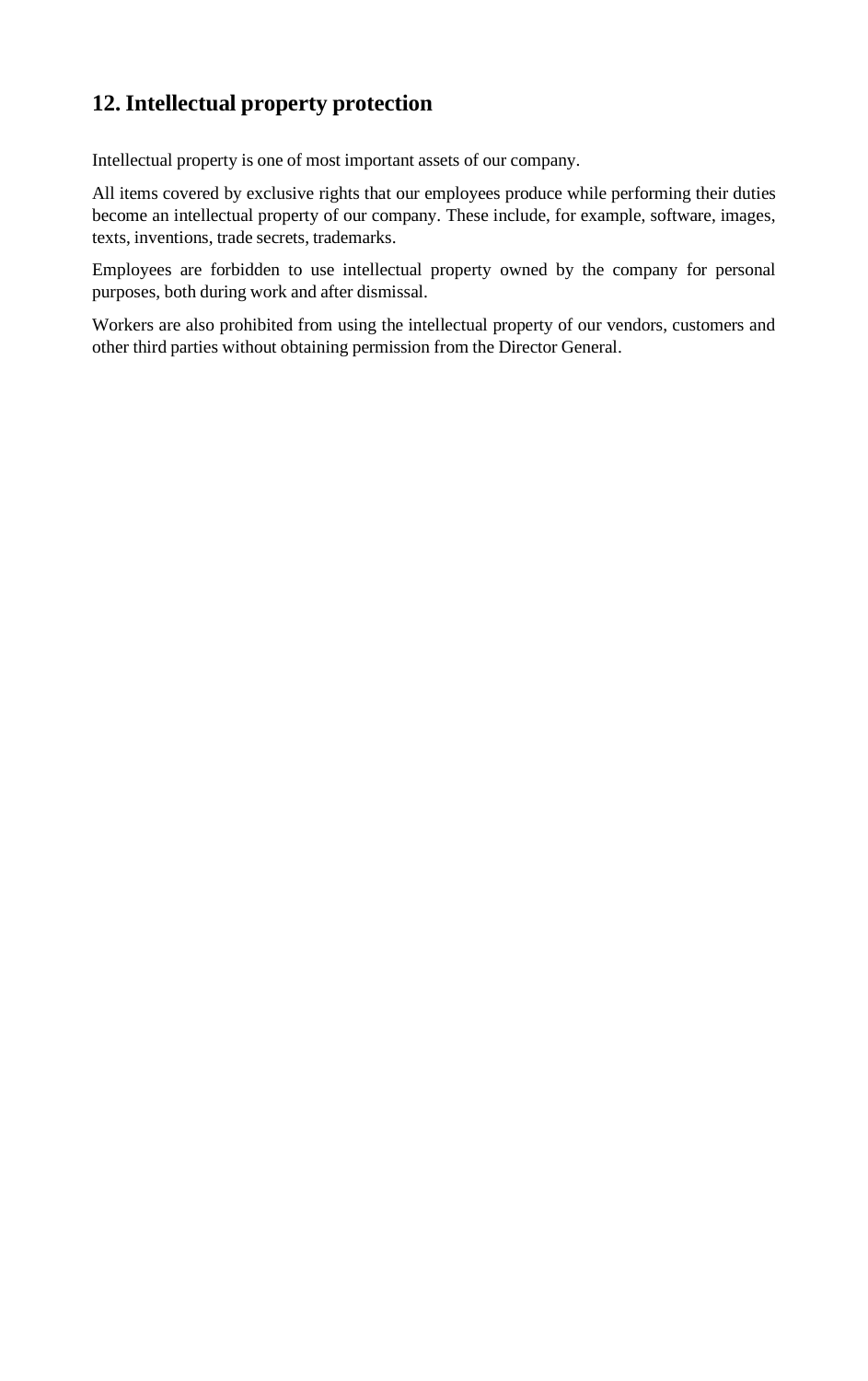## 12. Intellectual property protection

Intellectual property is one of most important assets of our company.

All items covered by exclusive rights that our employees produce while performing their duties become an intellectual property of our company. These include, for example, software, images, texts, inventions, trade secrets, trademarks.

Employees are forbidden to use intellectual property owned by the company for personal purposes, both during work and after dismissal.

Workers are also prohibited from using the intellectual property of our vendors, customers and other third parties without obtaining permission from the Director General.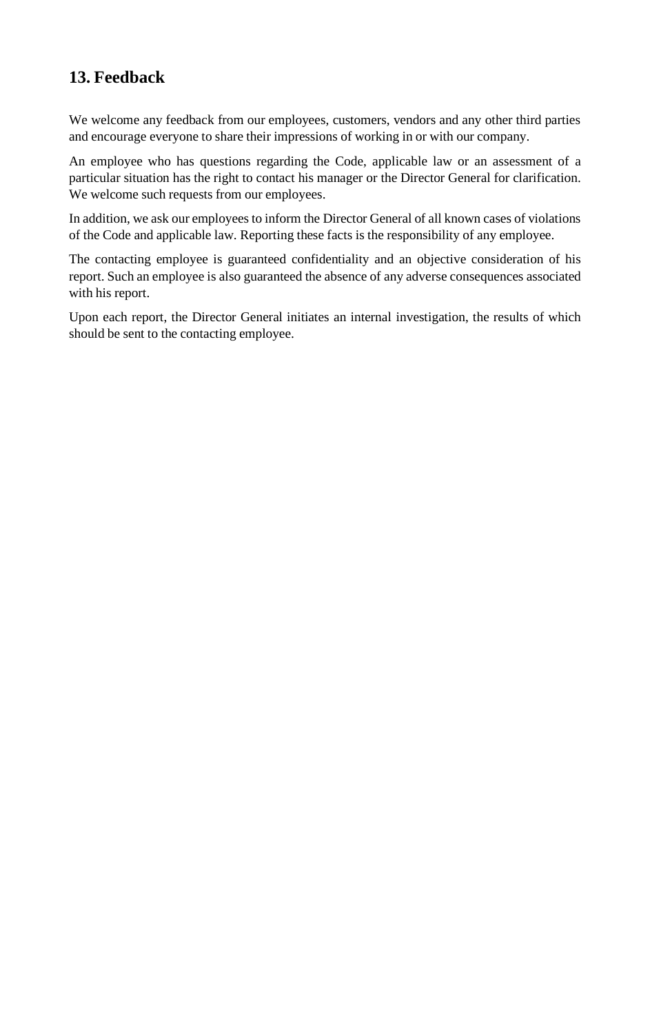## 13. Feedback

We welcome any feedback from our employees, customers, vendors and any other third parties and encourage everyone to share their impressions of working in or with our company.

An employee who has questions regarding the Code, applicable law or an assessment of a particular situation has the right to contact his manager or the Director General for clarification. We welcome such requests from our employees.

In addition, we ask our employees to inform the Director General of all known cases of violations of the Code and applicable law. Reporting these facts is the responsibility of any employee.

The contacting employee is guaranteed confidentiality and an objective consideration of his report. Such an employee is also guaranteed the absence of any adverse consequences associated with his report.

Upon each report, the Director General initiates an internal investigation, the results of which should be sent to the contacting employee.